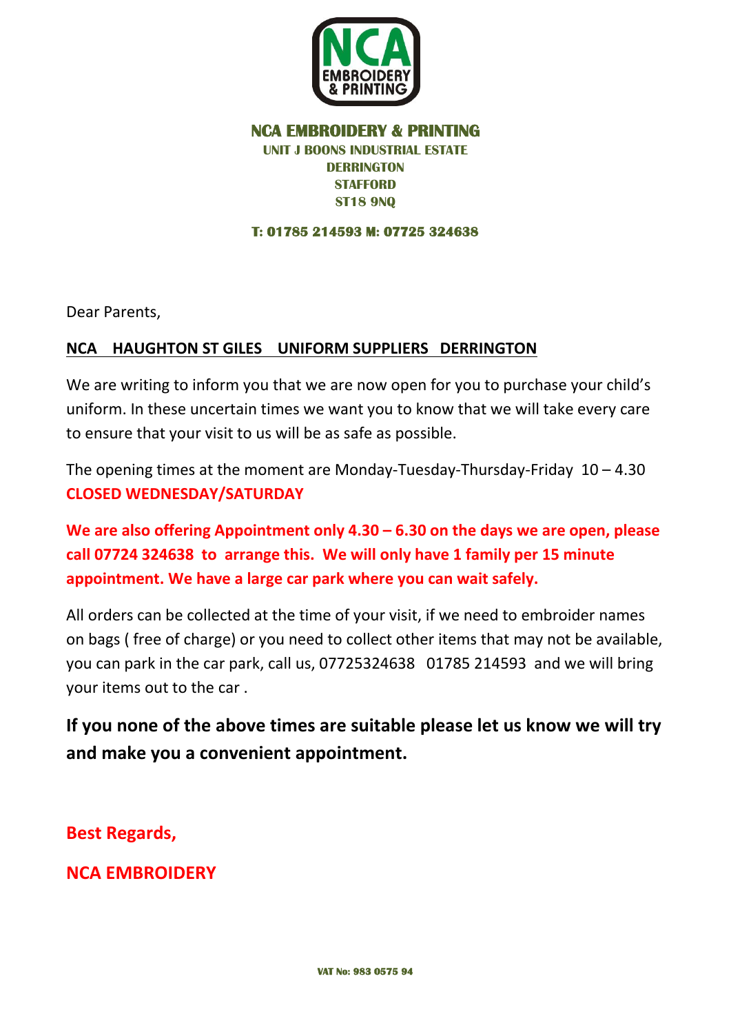# NCA EMBROIDERY & PRINTING

**UNIT J BOONS INDUSTRIAL ESTATE**
**DERRINGTON**
**STAFFORD**
**ST18 9NQ**

**T: 01785 214593 M: 07725 324638**

Dear Parents,

**NCA HAUGHTON ST GILES UNIFORM SUPPLIERS DERRINGTON**

We are writing to inform you that we are now open for you to purchase your child's uniform. In these uncertain times we want you to know that we will take every care to ensure that your visit to us will be as safe as possible.

The opening times at the moment are Monday-Tuesday-Thursday-Friday 10 – 4.30
**CLOSED WEDNESDAY/SATURDAY**

**We are also offering Appointment only 4.30 – 6.30 on the days we are open, please call 07724 324638 to arrange this. We will only have 1 family per 15 minute appointment. We have a large car park where you can wait safely.**

All orders can be collected at the time of your visit, if we need to embroider names on bags ( free of charge) or you need to collect other items that may not be available, you can park in the car park, call us, 07725324638 01785 214593 and we will bring your items out to the car .

**If you none of the above times are suitable please let us know we will try and make you a convenient appointment.**

**Best Regards,**

**NCA EMBROIDERY**

VAT No: 983 0575 94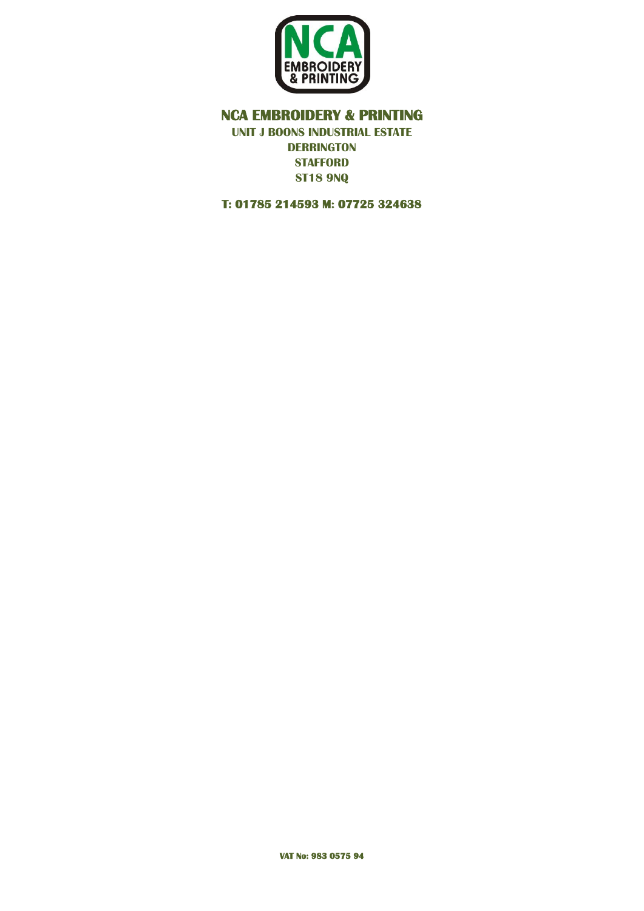NCA EMBROIDERY & PRINTING

# NCA EMBROIDERY & PRINTING

**UNIT J BOONS INDUSTRIAL ESTATE**
**DERRINGTON**
**STAFFORD**
**ST18 9NQ**

**T: 01785 214593 M: 07725 324638**

**VAT No: 983 0575 94**